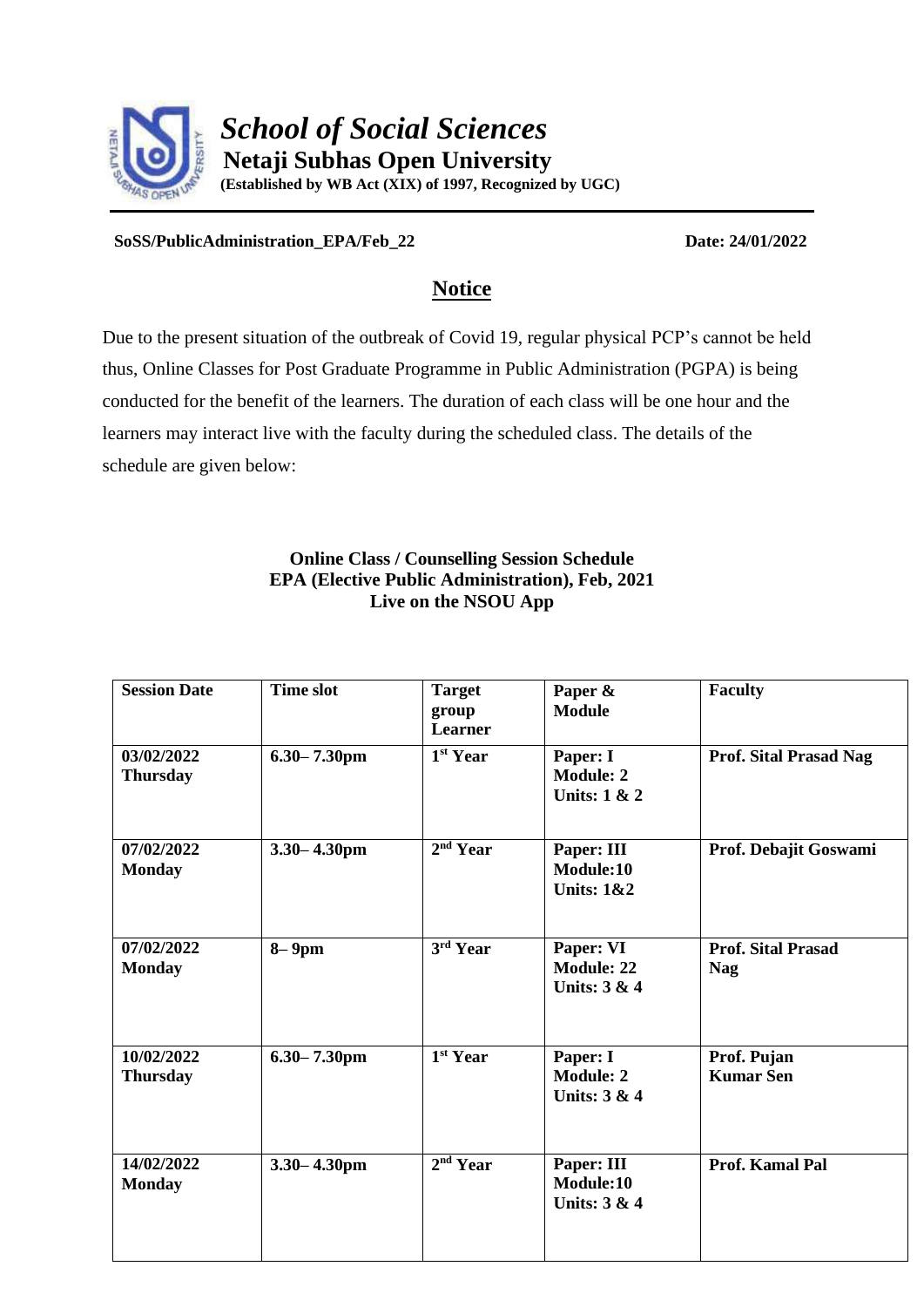# *School of Social Sciences*

## Netaji Subhas Open University

**(Established by WB Act (XIX) of 1997, Recognized by UGC)**

**SoSS/PublicAdministration_EPA/Feb_22** **Date: 24/01/2022**

## Notice

Due to the present situation of the outbreak of Covid 19, regular physical PCP's cannot be held thus, Online Classes for Post Graduate Programme in Public Administration (PGPA) is being conducted for the benefit of the learners. The duration of each class will be one hour and the learners may interact live with the faculty during the scheduled class. The details of the schedule are given below:

**Online Class / Counselling Session Schedule**
**EPA (Elective Public Administration), Feb, 2021**
**Live on the NSOU App**

| Session Date | Time slot | Target group Learner | Paper & Module | Faculty |
|---|---|---|---|---|
| 03/02/2022 Thursday | 6.30– 7.30pm | 1st Year | Paper: I Module: 2 Units: 1 & 2 | Prof. Sital Prasad Nag |
| 07/02/2022 Monday | 3.30– 4.30pm | 2nd Year | Paper: III Module:10 Units: 1&2 | Prof. Debajit Goswami |
| 07/02/2022 Monday | 8– 9pm | 3rd Year | Paper: VI Module: 22 Units: 3 & 4 | Prof. Sital Prasad Nag |
| 10/02/2022 Thursday | 6.30– 7.30pm | 1st Year | Paper: I Module: 2 Units: 3 & 4 | Prof. Pujan Kumar Sen |
| 14/02/2022 Monday | 3.30– 4.30pm | 2nd Year | Paper: III Module:10 Units: 3 & 4 | Prof. Kamal Pal |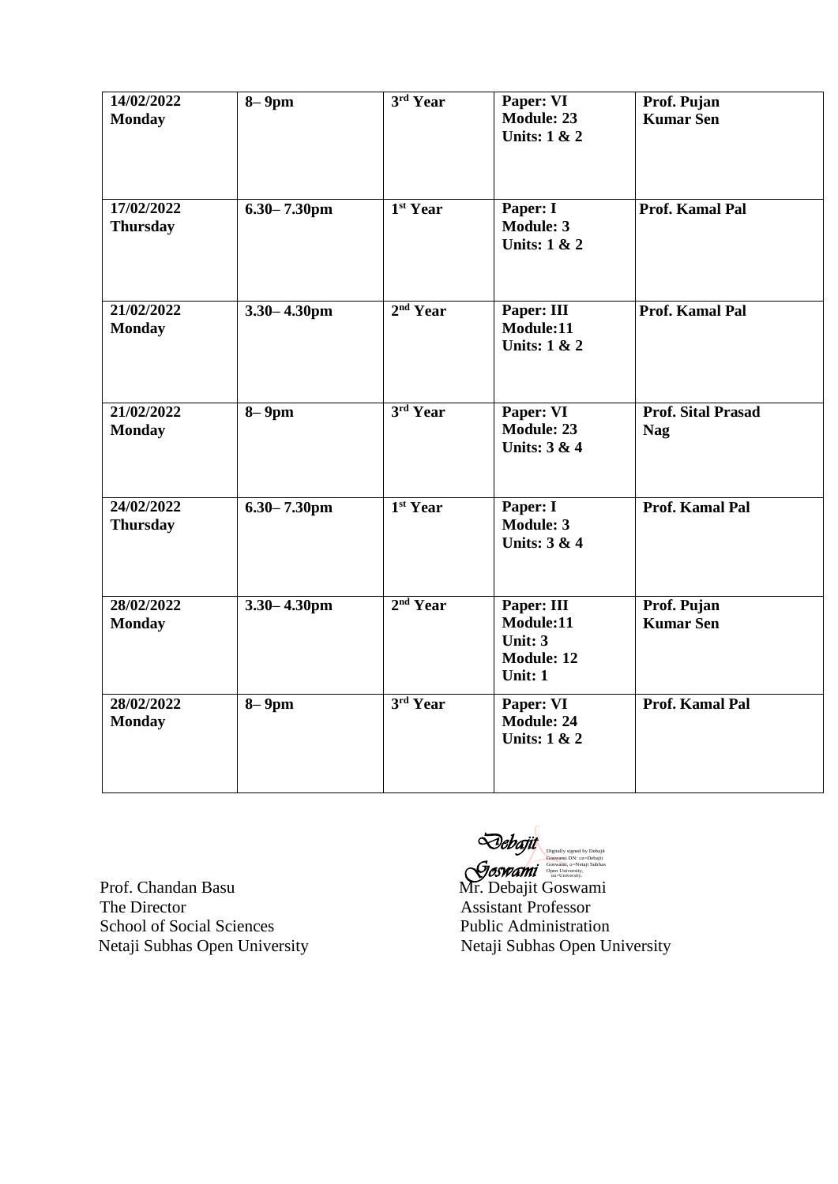| | | | | |
|---|---|---|---|---|
| **14/02/2022 Monday** | **8– 9pm** | **3rd Year** | **Paper: VI Module: 23 Units: 1 & 2** | **Prof. Pujan Kumar Sen** |
| **17/02/2022 Thursday** | **6.30– 7.30pm** | **1st Year** | **Paper: I Module: 3 Units: 1 & 2** | **Prof. Kamal Pal** |
| **21/02/2022 Monday** | **3.30– 4.30pm** | **2nd Year** | **Paper: III Module:11 Units: 1 & 2** | **Prof. Kamal Pal** |
| **21/02/2022 Monday** | **8– 9pm** | **3rd Year** | **Paper: VI Module: 23 Units: 3 & 4** | **Prof. Sital Prasad Nag** |
| **24/02/2022 Thursday** | **6.30– 7.30pm** | **1st Year** | **Paper: I Module: 3 Units: 3 & 4** | **Prof. Kamal Pal** |
| **28/02/2022 Monday** | **3.30– 4.30pm** | **2nd Year** | **Paper: III Module:11 Unit: 3 Module: 12 Unit: 1** | **Prof. Pujan Kumar Sen** |
| **28/02/2022 Monday** | **8– 9pm** | **3rd Year** | **Paper: VI Module: 24 Units: 1 & 2** | **Prof. Kamal Pal** |

Prof. Chandan Basu
The Director
School of Social Sciences
Netaji Subhas Open University

Debajit Goswami
Digitally signed by Debajit Goswami DN: cn=Debajit Goswami, o=Netaji Subhas Open University, ou=University.

Mr. Debajit Goswami
Assistant Professor
Public Administration
Netaji Subhas Open University